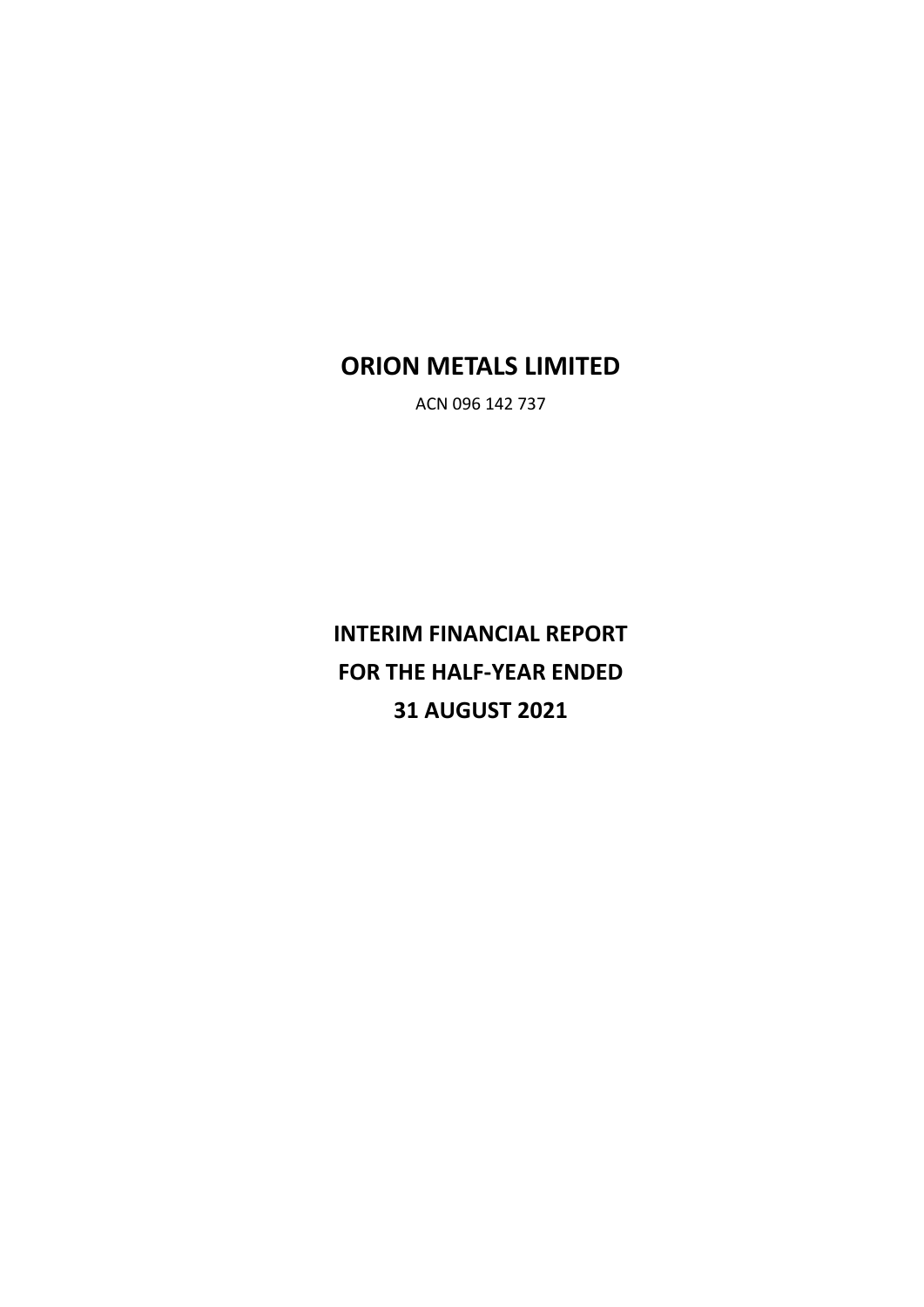# ORION METALS LIMITED

ACN 096 142 737

# INTERIM FINANCIAL REPORT
# FOR THE HALF-YEAR ENDED
# 31 AUGUST 2021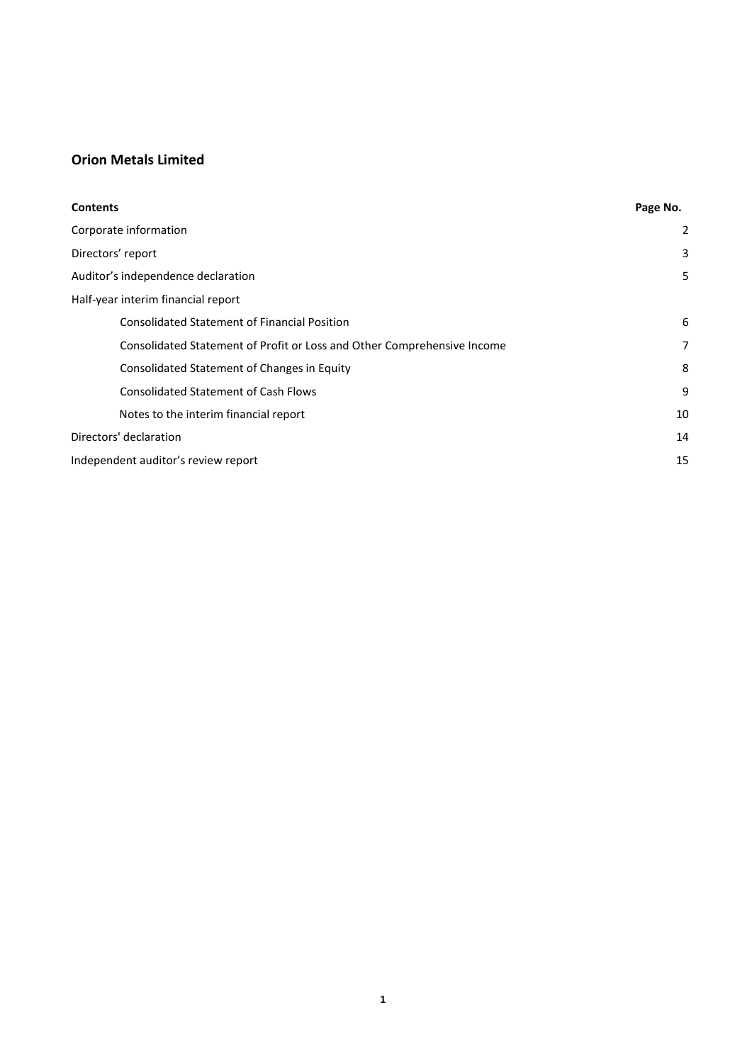# Orion Metals Limited

| Contents | Page No. |
|---|---|
| Corporate information | 2 |
| Directors' report | 3 |
| Auditor's independence declaration | 5 |
| Half-year interim financial report | |
| Consolidated Statement of Financial Position | 6 |
| Consolidated Statement of Profit or Loss and Other Comprehensive Income | 7 |
| Consolidated Statement of Changes in Equity | 8 |
| Consolidated Statement of Cash Flows | 9 |
| Notes to the interim financial report | 10 |
| Directors' declaration | 14 |
| Independent auditor's review report | 15 |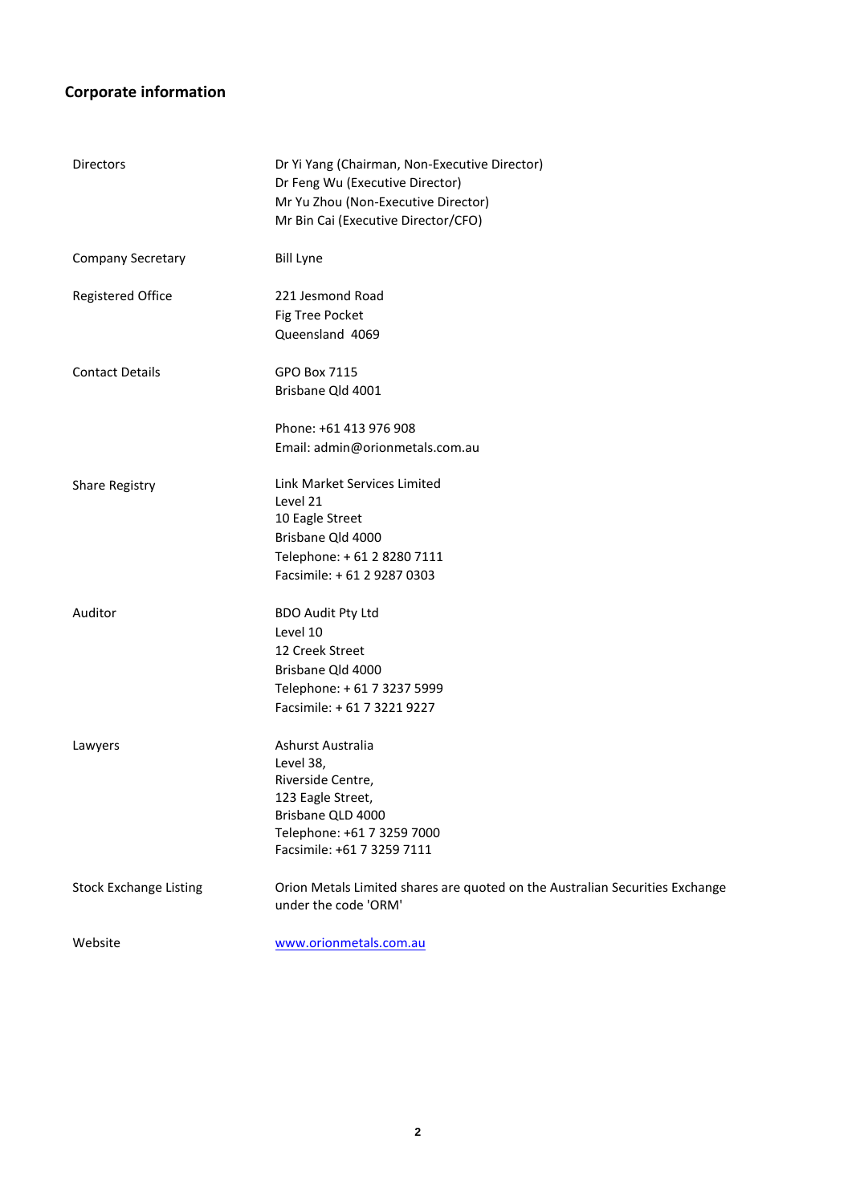## Corporate information

| | |
|---|---|
| Directors | Dr Yi Yang (Chairman, Non-Executive Director)<br>Dr Feng Wu (Executive Director)<br>Mr Yu Zhou (Non-Executive Director)<br>Mr Bin Cai (Executive Director/CFO) |
| Company Secretary | Bill Lyne |
| Registered Office | 221 Jesmond Road<br>Fig Tree Pocket<br>Queensland 4069 |
| Contact Details | GPO Box 7115<br>Brisbane Qld 4001<br><br>Phone: +61 413 976 908<br>Email: admin@orionmetals.com.au |
| Share Registry | Link Market Services Limited<br>Level 21<br>10 Eagle Street<br>Brisbane Qld 4000<br>Telephone: + 61 2 8280 7111<br>Facsimile: + 61 2 9287 0303 |
| Auditor | BDO Audit Pty Ltd<br>Level 10<br>12 Creek Street<br>Brisbane Qld 4000<br>Telephone: + 61 7 3237 5999<br>Facsimile: + 61 7 3221 9227 |
| Lawyers | Ashurst Australia<br>Level 38,<br>Riverside Centre,<br>123 Eagle Street,<br>Brisbane QLD 4000<br>Telephone: +61 7 3259 7000<br>Facsimile: +61 7 3259 7111 |
| Stock Exchange Listing | Orion Metals Limited shares are quoted on the Australian Securities Exchange under the code 'ORM' |
| Website | [www.orionmetals.com.au](http://www.orionmetals.com.au) |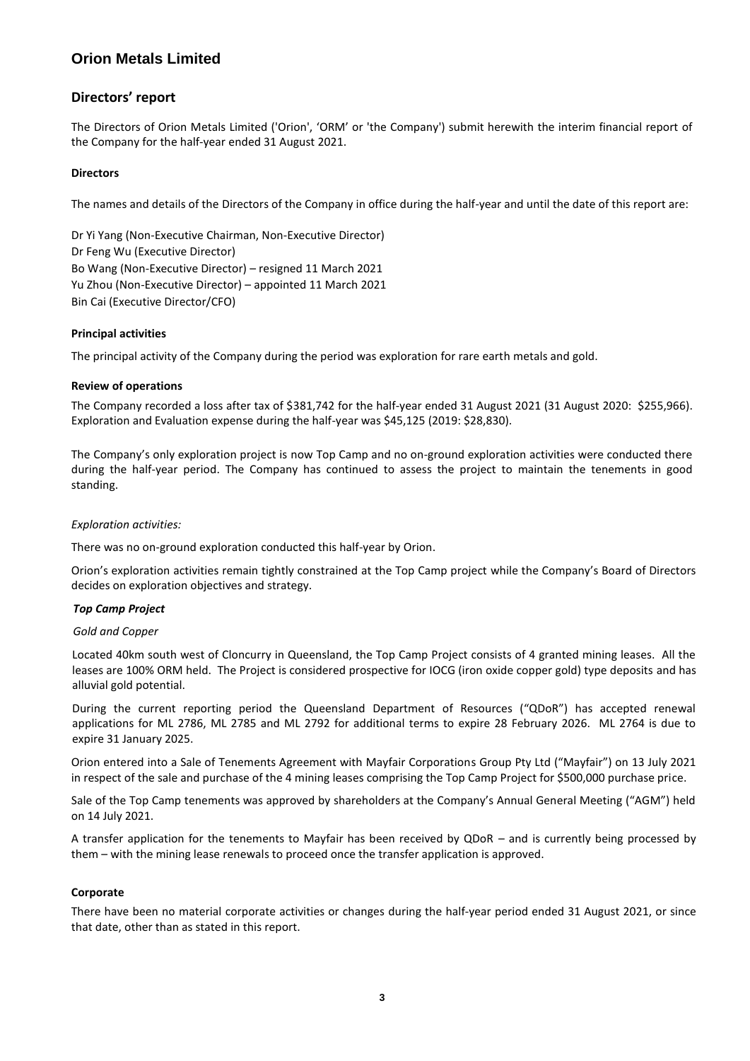# Orion Metals Limited

## Directors' report

The Directors of Orion Metals Limited ('Orion', 'ORM' or 'the Company') submit herewith the interim financial report of the Company for the half-year ended 31 August 2021.

**Directors**

The names and details of the Directors of the Company in office during the half-year and until the date of this report are:

Dr Yi Yang (Non-Executive Chairman, Non-Executive Director)
Dr Feng Wu (Executive Director)
Bo Wang (Non-Executive Director) – resigned 11 March 2021
Yu Zhou (Non-Executive Director) – appointed 11 March 2021
Bin Cai (Executive Director/CFO)

**Principal activities**

The principal activity of the Company during the period was exploration for rare earth metals and gold.

**Review of operations**

The Company recorded a loss after tax of $381,742 for the half-year ended 31 August 2021 (31 August 2020: $255,966). Exploration and Evaluation expense during the half-year was $45,125 (2019: $28,830).

The Company's only exploration project is now Top Camp and no on-ground exploration activities were conducted there during the half-year period. The Company has continued to assess the project to maintain the tenements in good standing.

*Exploration activities:*

There was no on-ground exploration conducted this half-year by Orion.

Orion's exploration activities remain tightly constrained at the Top Camp project while the Company's Board of Directors decides on exploration objectives and strategy.

***Top Camp Project***

*Gold and Copper*

Located 40km south west of Cloncurry in Queensland, the Top Camp Project consists of 4 granted mining leases. All the leases are 100% ORM held. The Project is considered prospective for IOCG (iron oxide copper gold) type deposits and has alluvial gold potential.

During the current reporting period the Queensland Department of Resources ("QDoR") has accepted renewal applications for ML 2786, ML 2785 and ML 2792 for additional terms to expire 28 February 2026. ML 2764 is due to expire 31 January 2025.

Orion entered into a Sale of Tenements Agreement with Mayfair Corporations Group Pty Ltd ("Mayfair") on 13 July 2021 in respect of the sale and purchase of the 4 mining leases comprising the Top Camp Project for $500,000 purchase price.

Sale of the Top Camp tenements was approved by shareholders at the Company's Annual General Meeting ("AGM") held on 14 July 2021.

A transfer application for the tenements to Mayfair has been received by QDoR – and is currently being processed by them – with the mining lease renewals to proceed once the transfer application is approved.

**Corporate**

There have been no material corporate activities or changes during the half-year period ended 31 August 2021, or since that date, other than as stated in this report.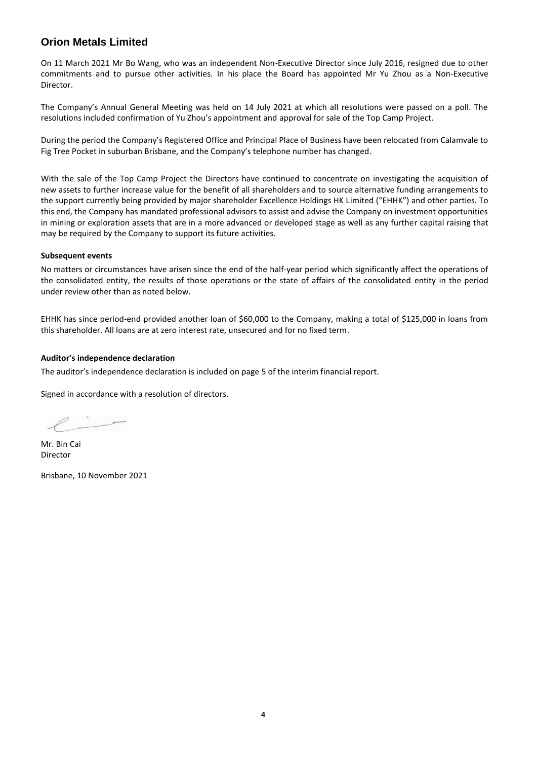# Orion Metals Limited

On 11 March 2021 Mr Bo Wang, who was an independent Non-Executive Director since July 2016, resigned due to other commitments and to pursue other activities. In his place the Board has appointed Mr Yu Zhou as a Non-Executive Director.

The Company's Annual General Meeting was held on 14 July 2021 at which all resolutions were passed on a poll. The resolutions included confirmation of Yu Zhou's appointment and approval for sale of the Top Camp Project.

During the period the Company's Registered Office and Principal Place of Business have been relocated from Calamvale to Fig Tree Pocket in suburban Brisbane, and the Company's telephone number has changed.

With the sale of the Top Camp Project the Directors have continued to concentrate on investigating the acquisition of new assets to further increase value for the benefit of all shareholders and to source alternative funding arrangements to the support currently being provided by major shareholder Excellence Holdings HK Limited ("EHHK") and other parties. To this end, the Company has mandated professional advisors to assist and advise the Company on investment opportunities in mining or exploration assets that are in a more advanced or developed stage as well as any further capital raising that may be required by the Company to support its future activities.

**Subsequent events**

No matters or circumstances have arisen since the end of the half-year period which significantly affect the operations of the consolidated entity, the results of those operations or the state of affairs of the consolidated entity in the period under review other than as noted below.

EHHK has since period-end provided another loan of $60,000 to the Company, making a total of $125,000 in loans from this shareholder. All loans are at zero interest rate, unsecured and for no fixed term.

**Auditor's independence declaration**

The auditor's independence declaration is included on page 5 of the interim financial report.

Signed in accordance with a resolution of directors.

Mr. Bin Cai
Director

Brisbane, 10 November 2021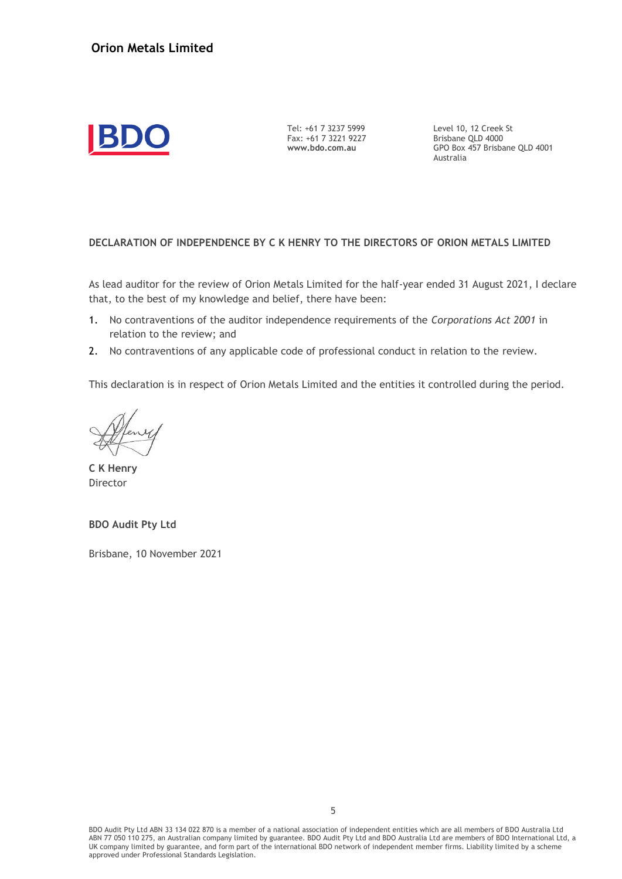Tel: +61 7 3237 5999
Fax: +61 7 3221 9227
**www.bdo.com.au**

Level 10, 12 Creek St
Brisbane QLD 4000
GPO Box 457 Brisbane QLD 4001
Australia

**DECLARATION OF INDEPENDENCE BY C K HENRY TO THE DIRECTORS OF ORION METALS LIMITED**

As lead auditor for the review of Orion Metals Limited for the half-year ended 31 August 2021, I declare that, to the best of my knowledge and belief, there have been:

1. No contraventions of the auditor independence requirements of the *Corporations Act 2001* in relation to the review; and
2. No contraventions of any applicable code of professional conduct in relation to the review.

This declaration is in respect of Orion Metals Limited and the entities it controlled during the period.

**C K Henry**
Director

**BDO Audit Pty Ltd**

Brisbane, 10 November 2021

BDO Audit Pty Ltd ABN 33 134 022 870 is a member of a national association of independent entities which are all members of BDO Australia Ltd ABN 77 050 110 275, an Australian company limited by guarantee. BDO Audit Pty Ltd and BDO Australia Ltd are members of BDO International Ltd, a UK company limited by guarantee, and form part of the international BDO network of independent member firms. Liability limited by a scheme approved under Professional Standards Legislation.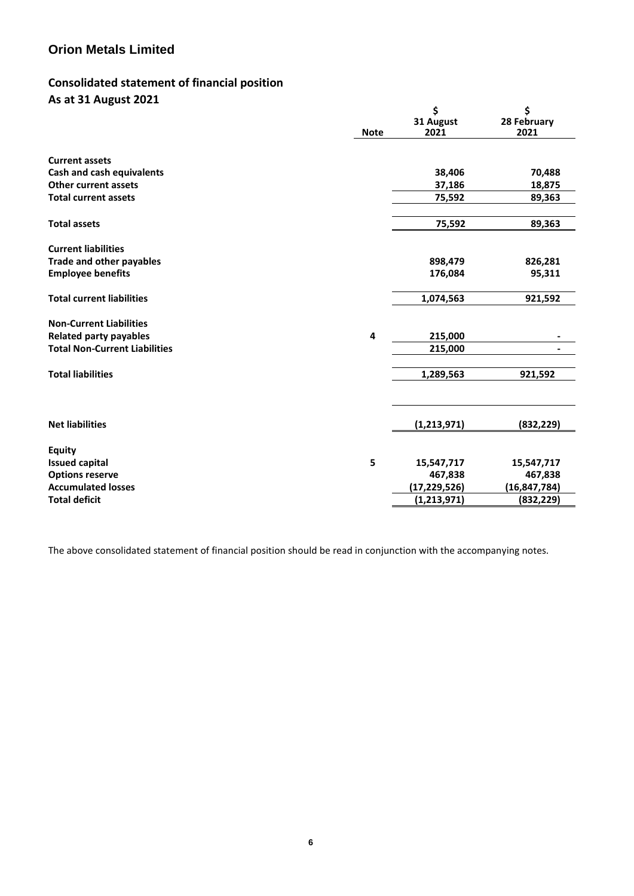# Orion Metals Limited

## Consolidated statement of financial position
### As at 31 August 2021

| | Note | \$<br>31 August<br>2021 | \$<br>28 February<br>2021 |
|---|---|---|---|
| **Current assets** | | | |
| **Cash and cash equivalents** | | 38,406 | 70,488 |
| **Other current assets** | | 37,186 | 18,875 |
| **Total current assets** | | 75,592 | 89,363 |
| | | | |
| **Total assets** | | 75,592 | 89,363 |
| | | | |
| **Current liabilities** | | | |
| **Trade and other payables** | | 898,479 | 826,281 |
| **Employee benefits** | | 176,084 | 95,311 |
| | | | |
| **Total current liabilities** | | 1,074,563 | 921,592 |
| | | | |
| **Non-Current Liabilities** | | | |
| **Related party payables** | 4 | 215,000 | - |
| **Total Non-Current Liabilities** | | 215,000 | - |
| | | | |
| **Total liabilities** | | 1,289,563 | 921,592 |
| | | | |
| **Net liabilities** | | (1,213,971) | (832,229) |
| | | | |
| **Equity** | | | |
| **Issued capital** | 5 | 15,547,717 | 15,547,717 |
| **Options reserve** | | 467,838 | 467,838 |
| **Accumulated losses** | | (17,229,526) | (16,847,784) |
| **Total deficit** | | (1,213,971) | (832,229) |

The above consolidated statement of financial position should be read in conjunction with the accompanying notes.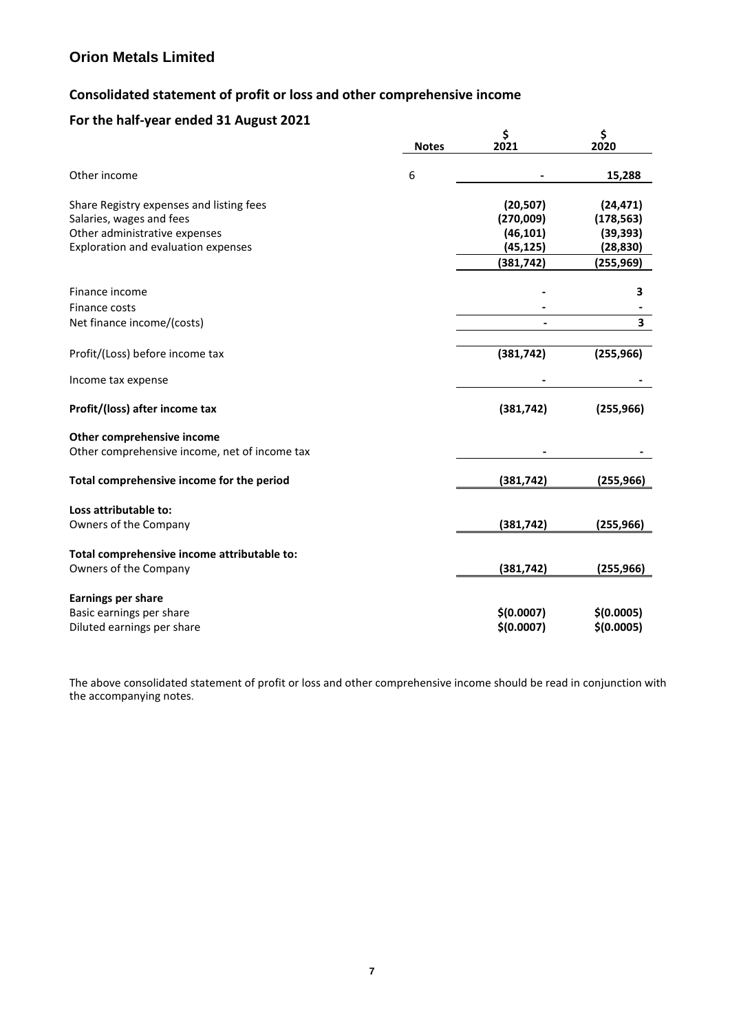# Orion Metals Limited

## Consolidated statement of profit or loss and other comprehensive income

## For the half-year ended 31 August 2021

| | Notes | \$ 2021 | \$ 2020 |
|---|---|---|---|
| Other income | 6 | - | **15,288** |
| | | | |
| Share Registry expenses and listing fees | | **(20,507)** | **(24,471)** |
| Salaries, wages and fees | | **(270,009)** | **(178,563)** |
| Other administrative expenses | | **(46,101)** | **(39,393)** |
| Exploration and evaluation expenses | | **(45,125)** | **(28,830)** |
| | | **(381,742)** | **(255,969)** |
| | | | |
| Finance income | | - | **3** |
| Finance costs | | - | - |
| Net finance income/(costs) | | - | **3** |
| | | | |
| Profit/(Loss) before income tax | | **(381,742)** | **(255,966)** |
| | | | |
| Income tax expense | | - | - |
| | | | |
| **Profit/(loss) after income tax** | | **(381,742)** | **(255,966)** |
| | | | |
| **Other comprehensive income** | | | |
| Other comprehensive income, net of income tax | | - | - |
| | | | |
| **Total comprehensive income for the period** | | **(381,742)** | **(255,966)** |
| | | | |
| **Loss attributable to:** | | | |
| Owners of the Company | | **(381,742)** | **(255,966)** |
| | | | |
| **Total comprehensive income attributable to:** | | | |
| Owners of the Company | | **(381,742)** | **(255,966)** |
| | | | |
| **Earnings per share** | | | |
| Basic earnings per share | | **\$(0.0007)** | **\$(0.0005)** |
| Diluted earnings per share | | **\$(0.0007)** | **\$(0.0005)** |

The above consolidated statement of profit or loss and other comprehensive income should be read in conjunction with the accompanying notes.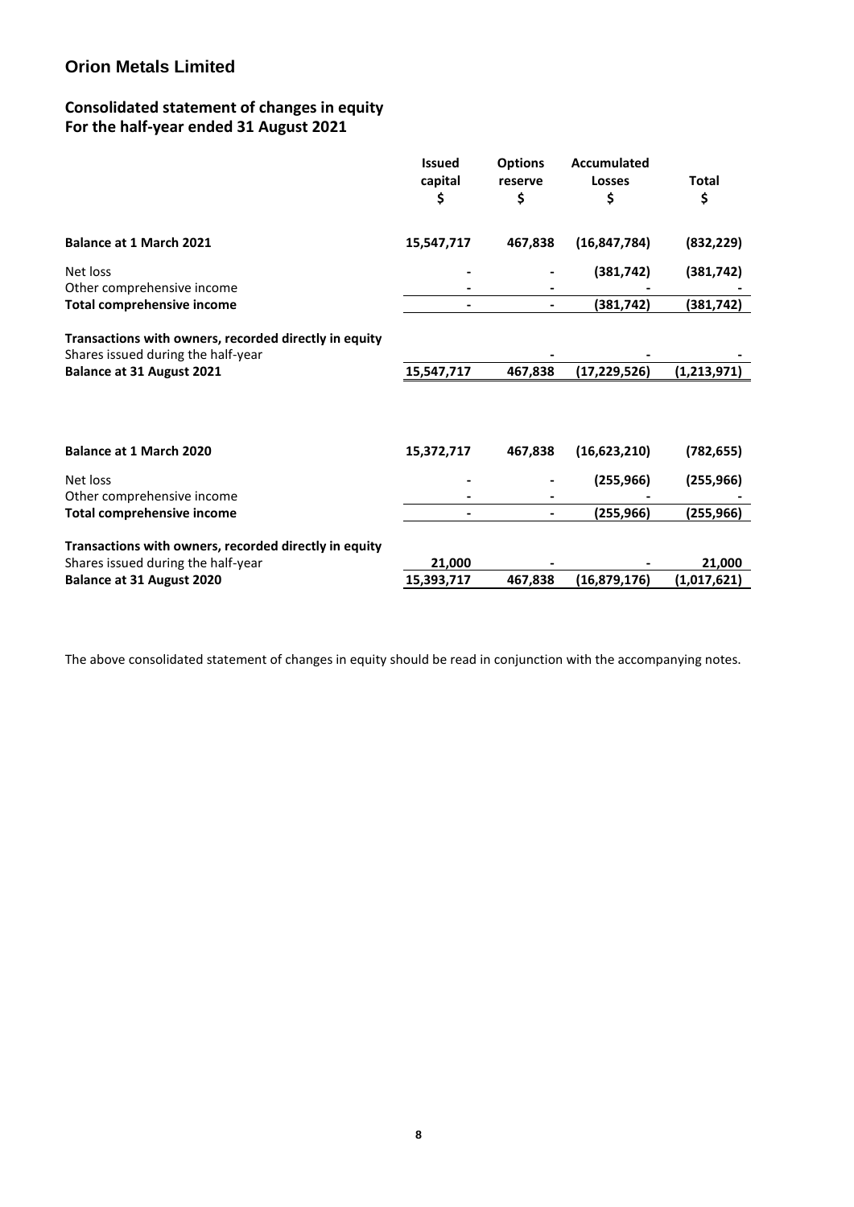# Orion Metals Limited

## Consolidated statement of changes in equity
## For the half-year ended 31 August 2021

| | Issued capital $ | Options reserve $ | Accumulated Losses $ | Total $ |
|---|---|---|---|---|
| **Balance at 1 March 2021** | **15,547,717** | **467,838** | **(16,847,784)** | **(832,229)** |
| Net loss | - | - | (381,742) | (381,742) |
| Other comprehensive income | - | - | - | - |
| **Total comprehensive income** | - | - | (381,742) | (381,742) |
| **Transactions with owners, recorded directly in equity** | | | | |
| Shares issued during the half-year | | - | - | - |
| **Balance at 31 August 2021** | 15,547,717 | 467,838 | (17,229,526) | (1,213,971) |
| | | | | |
| **Balance at 1 March 2020** | **15,372,717** | **467,838** | **(16,623,210)** | **(782,655)** |
| Net loss | - | - | (255,966) | (255,966) |
| Other comprehensive income | - | - | - | - |
| **Total comprehensive income** | - | - | (255,966) | (255,966) |
| **Transactions with owners, recorded directly in equity** | | | | |
| Shares issued during the half-year | 21,000 | - | - | 21,000 |
| **Balance at 31 August 2020** | 15,393,717 | 467,838 | (16,879,176) | (1,017,621) |

The above consolidated statement of changes in equity should be read in conjunction with the accompanying notes.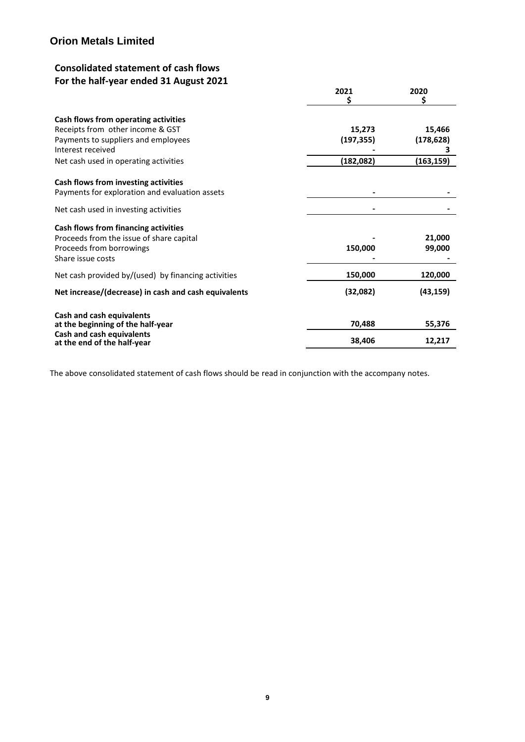# Orion Metals Limited

## Consolidated statement of cash flows
## For the half-year ended 31 August 2021

| | 2021<br>$ | 2020<br>$ |
|---|---|---|
| **Cash flows from operating activities** | | |
| Receipts from other income & GST | **15,273** | **15,466** |
| Payments to suppliers and employees | **(197,355)** | **(178,628)** |
| Interest received | **-** | **3** |
| Net cash used in operating activities | **(182,082)** | **(163,159)** |
| **Cash flows from investing activities** | | |
| Payments for exploration and evaluation assets | **-** | **-** |
| Net cash used in investing activities | **-** | **-** |
| **Cash flows from financing activities** | | |
| Proceeds from the issue of share capital | **-** | **21,000** |
| Proceeds from borrowings | **150,000** | **99,000** |
| Share issue costs | **-** | **-** |
| Net cash provided by/(used) by financing activities | **150,000** | **120,000** |
| **Net increase/(decrease) in cash and cash equivalents** | **(32,082)** | **(43,159)** |
| **Cash and cash equivalents at the beginning of the half-year** | **70,488** | **55,376** |
| **Cash and cash equivalents at the end of the half-year** | **38,406** | **12,217** |

The above consolidated statement of cash flows should be read in conjunction with the accompany notes.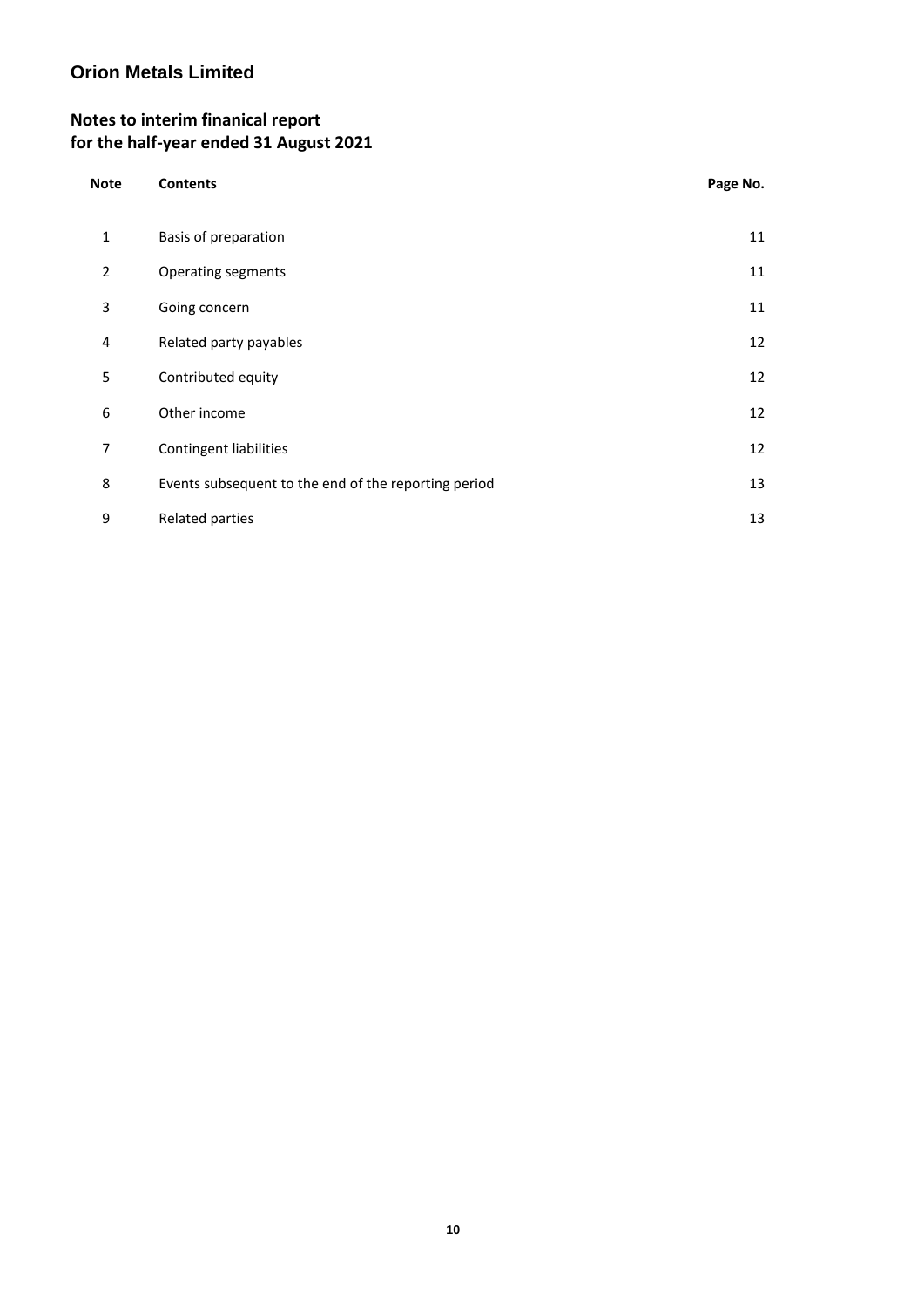# Orion Metals Limited

## Notes to interim finanical report for the half-year ended 31 August 2021

| Note | Contents | Page No. |
|---|---|---|
| 1 | Basis of preparation | 11 |
| 2 | Operating segments | 11 |
| 3 | Going concern | 11 |
| 4 | Related party payables | 12 |
| 5 | Contributed equity | 12 |
| 6 | Other income | 12 |
| 7 | Contingent liabilities | 12 |
| 8 | Events subsequent to the end of the reporting period | 13 |
| 9 | Related parties | 13 |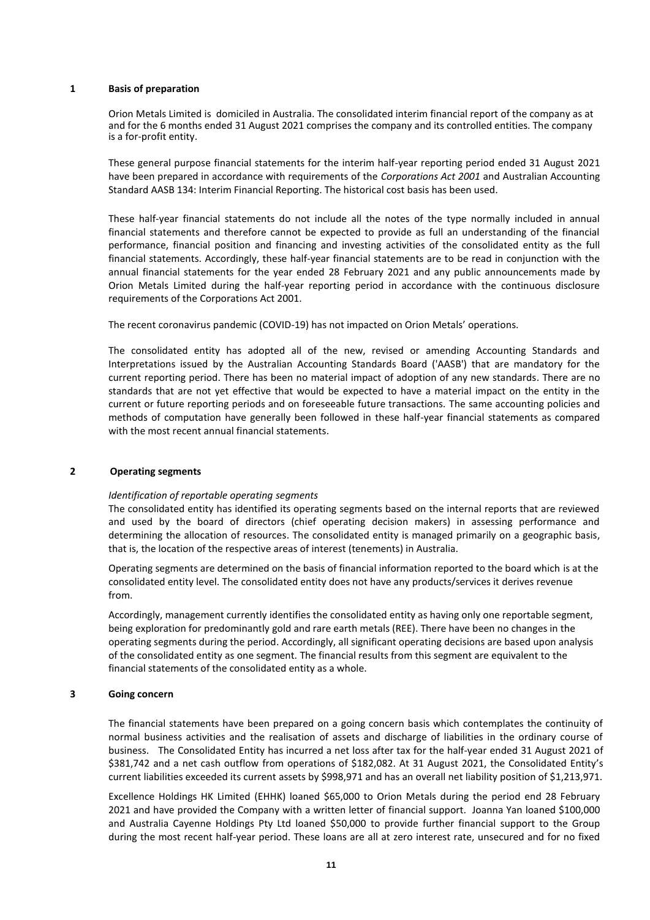## 1 Basis of preparation

Orion Metals Limited is domiciled in Australia. The consolidated interim financial report of the company as at and for the 6 months ended 31 August 2021 comprises the company and its controlled entities. The company is a for-profit entity.

These general purpose financial statements for the interim half-year reporting period ended 31 August 2021 have been prepared in accordance with requirements of the *Corporations Act 2001* and Australian Accounting Standard AASB 134: Interim Financial Reporting. The historical cost basis has been used.

These half-year financial statements do not include all the notes of the type normally included in annual financial statements and therefore cannot be expected to provide as full an understanding of the financial performance, financial position and financing and investing activities of the consolidated entity as the full financial statements. Accordingly, these half-year financial statements are to be read in conjunction with the annual financial statements for the year ended 28 February 2021 and any public announcements made by Orion Metals Limited during the half-year reporting period in accordance with the continuous disclosure requirements of the Corporations Act 2001.

The recent coronavirus pandemic (COVID-19) has not impacted on Orion Metals' operations.

The consolidated entity has adopted all of the new, revised or amending Accounting Standards and Interpretations issued by the Australian Accounting Standards Board ('AASB') that are mandatory for the current reporting period. There has been no material impact of adoption of any new standards. There are no standards that are not yet effective that would be expected to have a material impact on the entity in the current or future reporting periods and on foreseeable future transactions. The same accounting policies and methods of computation have generally been followed in these half-year financial statements as compared with the most recent annual financial statements.

## 2 Operating segments

*Identification of reportable operating segments*

The consolidated entity has identified its operating segments based on the internal reports that are reviewed and used by the board of directors (chief operating decision makers) in assessing performance and determining the allocation of resources. The consolidated entity is managed primarily on a geographic basis, that is, the location of the respective areas of interest (tenements) in Australia.

Operating segments are determined on the basis of financial information reported to the board which is at the consolidated entity level. The consolidated entity does not have any products/services it derives revenue from.

Accordingly, management currently identifies the consolidated entity as having only one reportable segment, being exploration for predominantly gold and rare earth metals (REE). There have been no changes in the operating segments during the period. Accordingly, all significant operating decisions are based upon analysis of the consolidated entity as one segment. The financial results from this segment are equivalent to the financial statements of the consolidated entity as a whole.

## 3 Going concern

The financial statements have been prepared on a going concern basis which contemplates the continuity of normal business activities and the realisation of assets and discharge of liabilities in the ordinary course of business. The Consolidated Entity has incurred a net loss after tax for the half-year ended 31 August 2021 of $381,742 and a net cash outflow from operations of $182,082. At 31 August 2021, the Consolidated Entity's current liabilities exceeded its current assets by $998,971 and has an overall net liability position of $1,213,971.

Excellence Holdings HK Limited (EHHK) loaned $65,000 to Orion Metals during the period end 28 February 2021 and have provided the Company with a written letter of financial support. Joanna Yan loaned $100,000 and Australia Cayenne Holdings Pty Ltd loaned $50,000 to provide further financial support to the Group during the most recent half-year period. These loans are all at zero interest rate, unsecured and for no fixed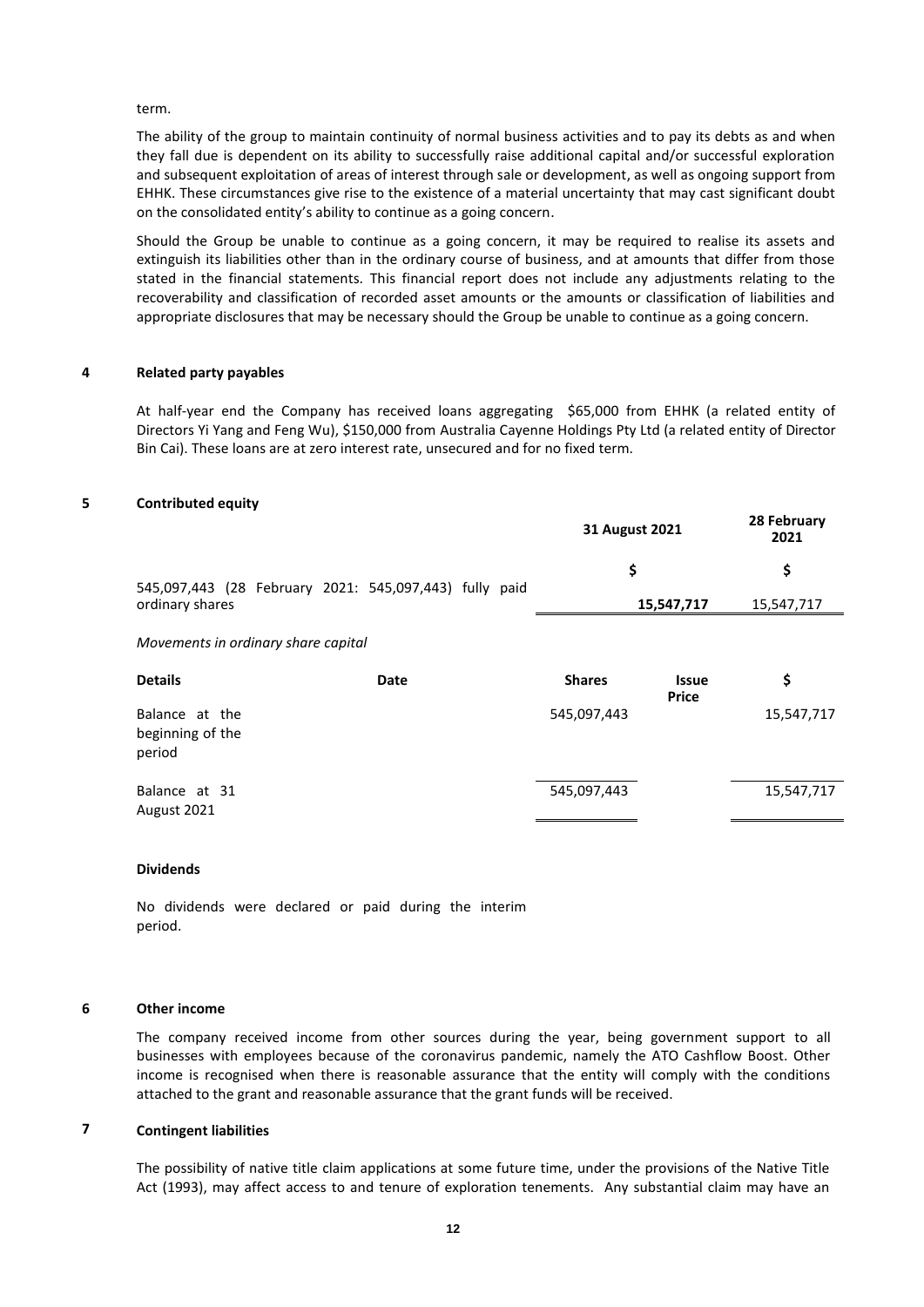term.

The ability of the group to maintain continuity of normal business activities and to pay its debts as and when they fall due is dependent on its ability to successfully raise additional capital and/or successful exploration and subsequent exploitation of areas of interest through sale or development, as well as ongoing support from EHHK. These circumstances give rise to the existence of a material uncertainty that may cast significant doubt on the consolidated entity's ability to continue as a going concern.

Should the Group be unable to continue as a going concern, it may be required to realise its assets and extinguish its liabilities other than in the ordinary course of business, and at amounts that differ from those stated in the financial statements. This financial report does not include any adjustments relating to the recoverability and classification of recorded asset amounts or the amounts or classification of liabilities and appropriate disclosures that may be necessary should the Group be unable to continue as a going concern.

## 4 Related party payables

At half-year end the Company has received loans aggregating $65,000 from EHHK (a related entity of Directors Yi Yang and Feng Wu), $150,000 from Australia Cayenne Holdings Pty Ltd (a related entity of Director Bin Cai). These loans are at zero interest rate, unsecured and for no fixed term.

## 5 Contributed equity

| | 31 August 2021 | 28 February 2021 |
|---|---|---|
| | $ | $ |
| 545,097,443 (28 February 2021: 545,097,443) fully paid ordinary shares | **15,547,717** | 15,547,717 |

*Movements in ordinary share capital*

| Details | Date | Shares | Issue Price | $ |
|---|---|---|---|---|
| Balance at the beginning of the period | | 545,097,443 | | 15,547,717 |
| Balance at 31 August 2021 | | 545,097,443 | | 15,547,717 |

**Dividends**

No dividends were declared or paid during the interim period.

## 6 Other income

The company received income from other sources during the year, being government support to all businesses with employees because of the coronavirus pandemic, namely the ATO Cashflow Boost. Other income is recognised when there is reasonable assurance that the entity will comply with the conditions attached to the grant and reasonable assurance that the grant funds will be received.

## 7 Contingent liabilities

The possibility of native title claim applications at some future time, under the provisions of the Native Title Act (1993), may affect access to and tenure of exploration tenements. Any substantial claim may have an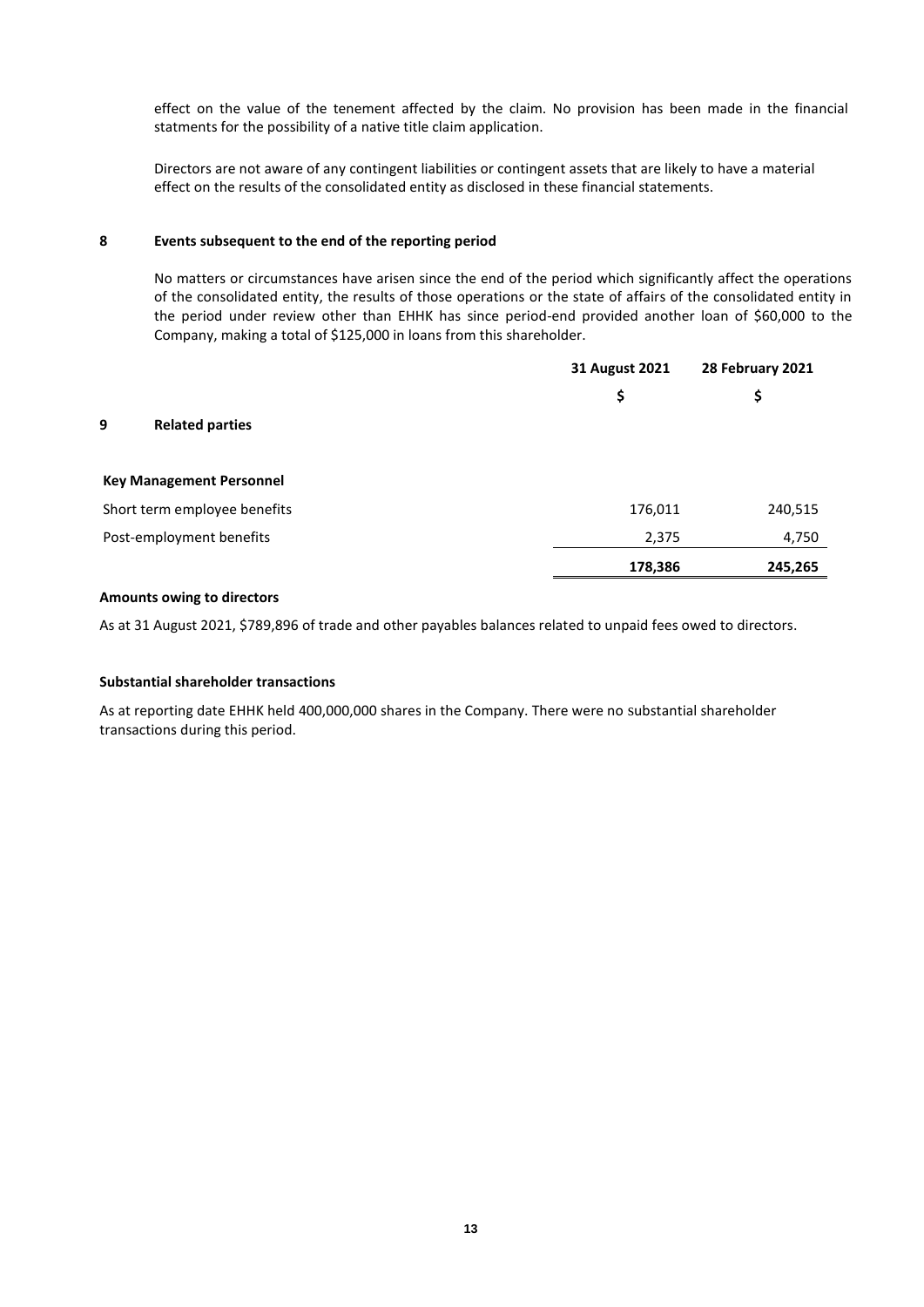effect on the value of the tenement affected by the claim. No provision has been made in the financial statments for the possibility of a native title claim application.

Directors are not aware of any contingent liabilities or contingent assets that are likely to have a material effect on the results of the consolidated entity as disclosed in these financial statements.

## 8 Events subsequent to the end of the reporting period

No matters or circumstances have arisen since the end of the period which significantly affect the operations of the consolidated entity, the results of those operations or the state of affairs of the consolidated entity in the period under review other than EHHK has since period-end provided another loan of $60,000 to the Company, making a total of $125,000 in loans from this shareholder.

## 9 Related parties

| | 31 August 2021 | 28 February 2021 |
|---|---|---|
| | $ | $ |
| **Key Management Personnel** | | |
| Short term employee benefits | 176,011 | 240,515 |
| Post-employment benefits | 2,375 | 4,750 |
| | **178,386** | **245,265** |

### Amounts owing to directors

As at 31 August 2021, $789,896 of trade and other payables balances related to unpaid fees owed to directors.

### Substantial shareholder transactions

As at reporting date EHHK held 400,000,000 shares in the Company. There were no substantial shareholder transactions during this period.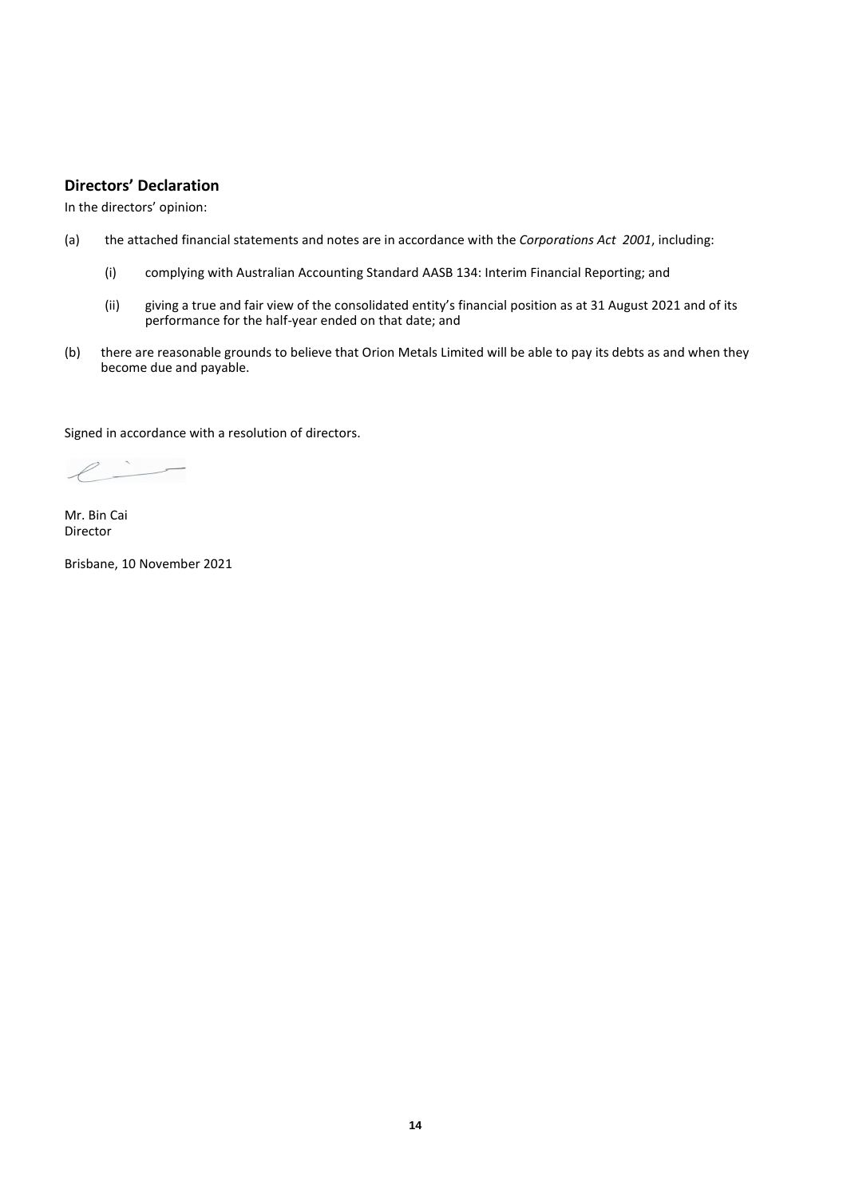## Directors' Declaration

In the directors' opinion:

(a) the attached financial statements and notes are in accordance with the *Corporations Act 2001*, including:

   (i) complying with Australian Accounting Standard AASB 134: Interim Financial Reporting; and

   (ii) giving a true and fair view of the consolidated entity's financial position as at 31 August 2021 and of its performance for the half-year ended on that date; and

(b) there are reasonable grounds to believe that Orion Metals Limited will be able to pay its debts as and when they become due and payable.

Signed in accordance with a resolution of directors.

Mr. Bin Cai
Director

Brisbane, 10 November 2021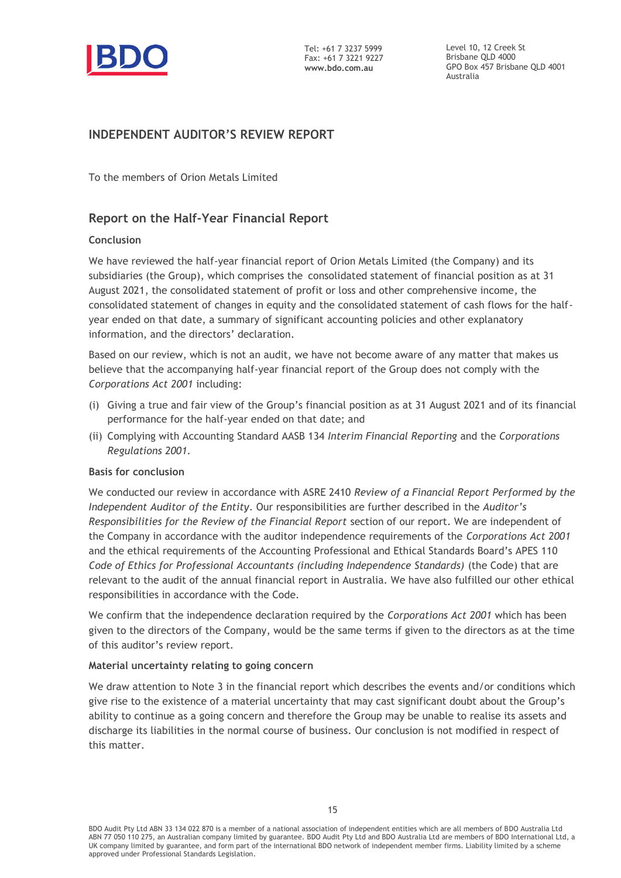# INDEPENDENT AUDITOR'S REVIEW REPORT

To the members of Orion Metals Limited

## Report on the Half-Year Financial Report

### Conclusion

We have reviewed the half-year financial report of Orion Metals Limited (the Company) and its subsidiaries (the Group), which comprises the consolidated statement of financial position as at 31 August 2021, the consolidated statement of profit or loss and other comprehensive income, the consolidated statement of changes in equity and the consolidated statement of cash flows for the half-year ended on that date, a summary of significant accounting policies and other explanatory information, and the directors' declaration.

Based on our review, which is not an audit, we have not become aware of any matter that makes us believe that the accompanying half-year financial report of the Group does not comply with the *Corporations Act 2001* including:

(i) Giving a true and fair view of the Group's financial position as at 31 August 2021 and of its financial performance for the half-year ended on that date; and

(ii) Complying with Accounting Standard AASB 134 *Interim Financial Reporting* and the *Corporations Regulations 2001*.

### Basis for conclusion

We conducted our review in accordance with ASRE 2410 *Review of a Financial Report Performed by the Independent Auditor of the Entity*. Our responsibilities are further described in the *Auditor's Responsibilities for the Review of the Financial Report* section of our report. We are independent of the Company in accordance with the auditor independence requirements of the *Corporations Act 2001* and the ethical requirements of the Accounting Professional and Ethical Standards Board's APES 110 *Code of Ethics for Professional Accountants (including Independence Standards)* (the Code) that are relevant to the audit of the annual financial report in Australia. We have also fulfilled our other ethical responsibilities in accordance with the Code.

We confirm that the independence declaration required by the *Corporations Act 2001* which has been given to the directors of the Company, would be the same terms if given to the directors as at the time of this auditor's review report.

### Material uncertainty relating to going concern

We draw attention to Note 3 in the financial report which describes the events and/or conditions which give rise to the existence of a material uncertainty that may cast significant doubt about the Group's ability to continue as a going concern and therefore the Group may be unable to realise its assets and discharge its liabilities in the normal course of business. Our conclusion is not modified in respect of this matter.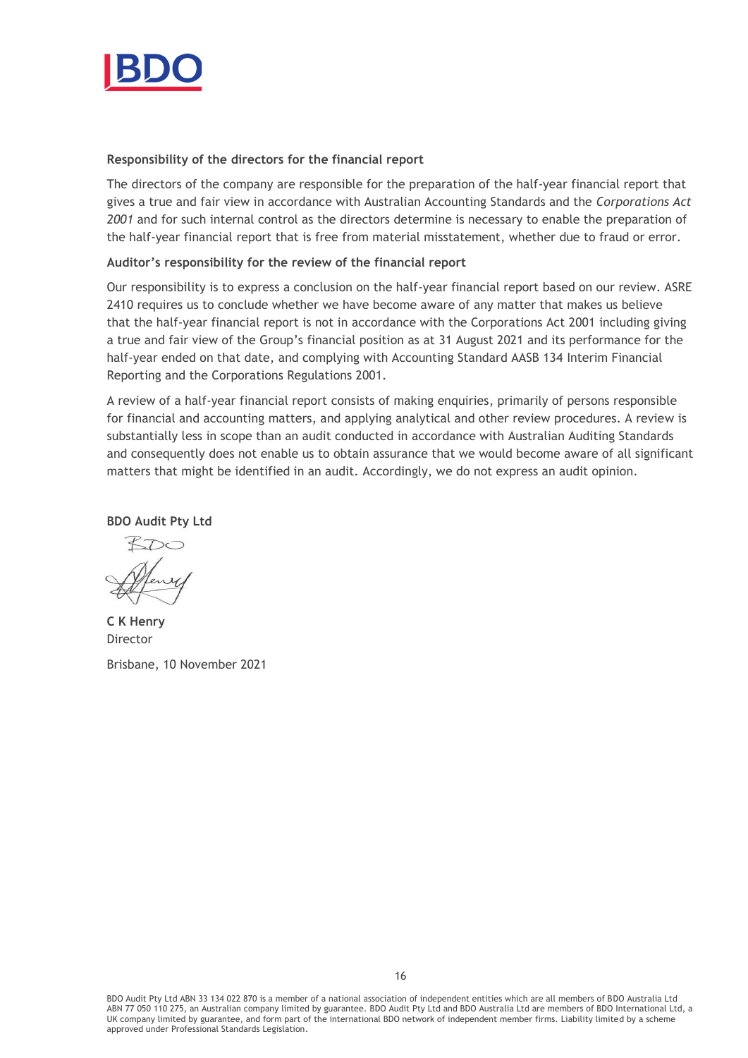**Responsibility of the directors for the financial report**

The directors of the company are responsible for the preparation of the half-year financial report that gives a true and fair view in accordance with Australian Accounting Standards and the *Corporations Act 2001* and for such internal control as the directors determine is necessary to enable the preparation of the half-year financial report that is free from material misstatement, whether due to fraud or error.

**Auditor's responsibility for the review of the financial report**

Our responsibility is to express a conclusion on the half-year financial report based on our review. ASRE 2410 requires us to conclude whether we have become aware of any matter that makes us believe that the half-year financial report is not in accordance with the Corporations Act 2001 including giving a true and fair view of the Group's financial position as at 31 August 2021 and its performance for the half-year ended on that date, and complying with Accounting Standard AASB 134 Interim Financial Reporting and the Corporations Regulations 2001.

A review of a half-year financial report consists of making enquiries, primarily of persons responsible for financial and accounting matters, and applying analytical and other review procedures. A review is substantially less in scope than an audit conducted in accordance with Australian Auditing Standards and consequently does not enable us to obtain assurance that we would become aware of all significant matters that might be identified in an audit. Accordingly, we do not express an audit opinion.

**BDO Audit Pty Ltd**

**C K Henry**
Director

Brisbane, 10 November 2021

BDO Audit Pty Ltd ABN 33 134 022 870 is a member of a national association of independent entities which are all members of BDO Australia Ltd ABN 77 050 110 275, an Australian company limited by guarantee. BDO Audit Pty Ltd and BDO Australia Ltd are members of BDO International Ltd, a UK company limited by guarantee, and form part of the international BDO network of independent member firms. Liability limited by a scheme approved under Professional Standards Legislation.